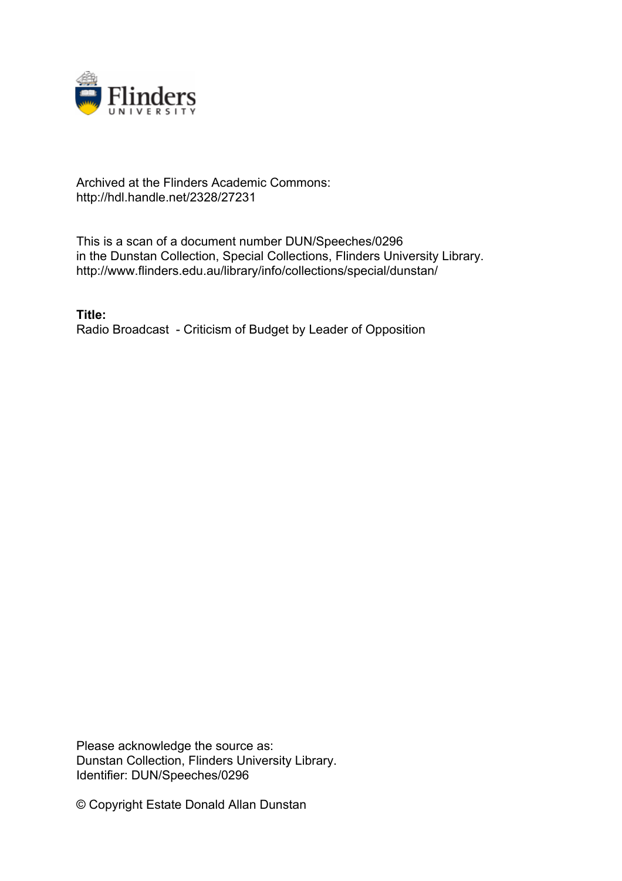Archived at the Flinders Academic Commons:
http://hdl.handle.net/2328/27231

This is a scan of a document number DUN/Speeches/0296
in the Dunstan Collection, Special Collections, Flinders University Library.
http://www.flinders.edu.au/library/info/collections/special/dunstan/

**Title:**
Radio Broadcast - Criticism of Budget by Leader of Opposition

Please acknowledge the source as:
Dunstan Collection, Flinders University Library.
Identifier: DUN/Speeches/0296

© Copyright Estate Donald Allan Dunstan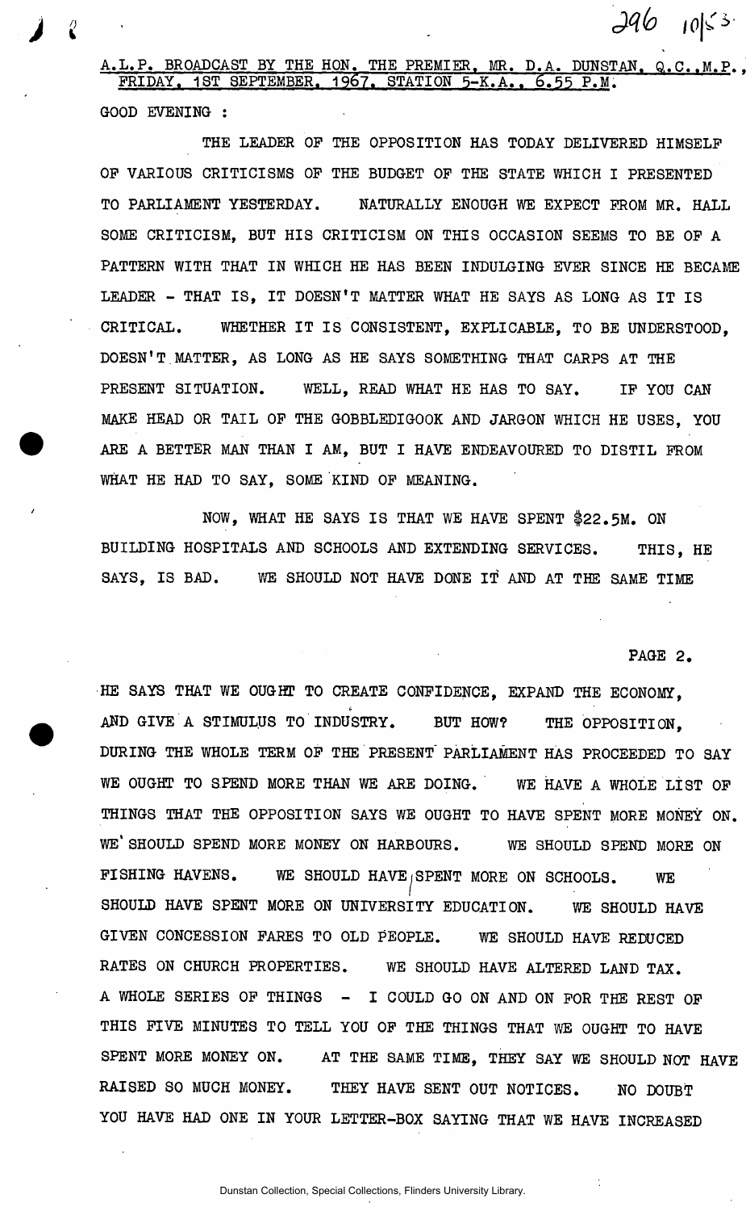A.L.P. BROADCAST BY THE HON. THE PREMIER, MR. D.A. DUNSTAN, Q.C.,M.P., FRIDAY, 1ST SEPTEMBER, 1967. STATION 5-K.A., 6.55 P.M.

GOOD EVENING :

THE LEADER OF THE OPPOSITION HAS TODAY DELIVERED HIMSELF OF VARIOUS CRITICISMS OF THE BUDGET OF THE STATE WHICH I PRESENTED TO PARLIAMENT YESTERDAY. NATURALLY ENOUGH WE EXPECT FROM MR. HALL SOME CRITICISM, BUT HIS CRITICISM ON THIS OCCASION SEEMS TO BE OF A PATTERN WITH THAT IN WHICH HE HAS BEEN INDULGING EVER SINCE HE BECAME LEADER - THAT IS, IT DOESN'T MATTER WHAT HE SAYS AS LONG AS IT IS CRITICAL. WHETHER IT IS CONSISTENT, EXPLICABLE, TO BE UNDERSTOOD, DOESN'T MATTER, AS LONG AS HE SAYS SOMETHING THAT CARPS AT THE PRESENT SITUATION. WELL, READ WHAT HE HAS TO SAY. IF YOU CAN MAKE HEAD OR TAIL OF THE GOBBLEDIGOOK AND JARGON WHICH HE USES, YOU ARE A BETTER MAN THAN I AM, BUT I HAVE ENDEAVOURED TO DISTIL FROM WHAT HE HAD TO SAY, SOME KIND OF MEANING.

NOW, WHAT HE SAYS IS THAT WE HAVE SPENT $22.5M. ON BUILDING HOSPITALS AND SCHOOLS AND EXTENDING SERVICES. THIS, HE SAYS, IS BAD. WE SHOULD NOT HAVE DONE IT AND AT THE SAME TIME

HE SAYS THAT WE OUGHT TO CREATE CONFIDENCE, EXPAND THE ECONOMY, AND GIVE A STIMULUS TO INDUSTRY. BUT HOW? THE OPPOSITION, DURING THE WHOLE TERM OF THE PRESENT PARLIAMENT HAS PROCEEDED TO SAY WE OUGHT TO SPEND MORE THAN WE ARE DOING. WE HAVE A WHOLE LIST OF THINGS THAT THE OPPOSITION SAYS WE OUGHT TO HAVE SPENT MORE MONEY ON. WE SHOULD SPEND MORE MONEY ON HARBOURS. WE SHOULD SPEND MORE ON FISHING HAVENS. WE SHOULD HAVE SPENT MORE ON SCHOOLS. WE SHOULD HAVE SPENT MORE ON UNIVERSITY EDUCATION. WE SHOULD HAVE GIVEN CONCESSION FARES TO OLD PEOPLE. WE SHOULD HAVE REDUCED RATES ON CHURCH PROPERTIES. WE SHOULD HAVE ALTERED LAND TAX. A WHOLE SERIES OF THINGS - I COULD GO ON AND ON FOR THE REST OF THIS FIVE MINUTES TO TELL YOU OF THE THINGS THAT WE OUGHT TO HAVE SPENT MORE MONEY ON. AT THE SAME TIME, THEY SAY WE SHOULD NOT HAVE RAISED SO MUCH MONEY. THEY HAVE SENT OUT NOTICES. NO DOUBT YOU HAVE HAD ONE IN YOUR LETTER-BOX SAYING THAT WE HAVE INCREASED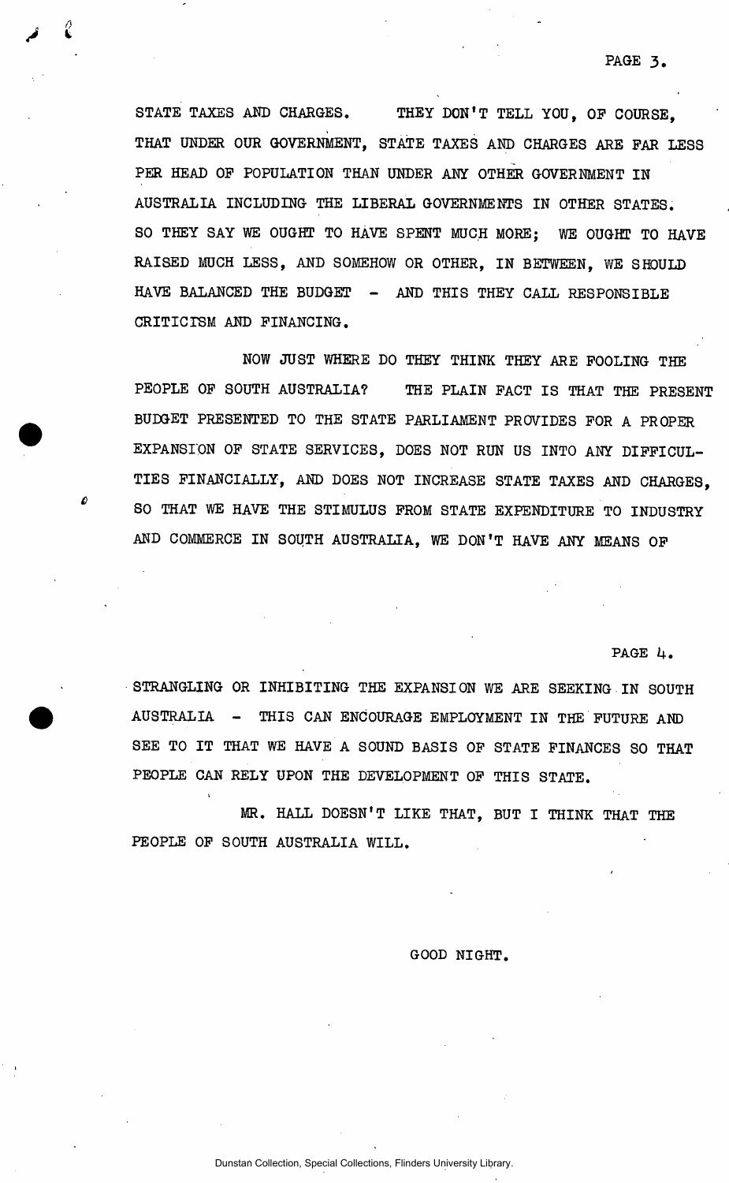STATE TAXES AND CHARGES. THEY DON'T TELL YOU, OF COURSE, THAT UNDER OUR GOVERNMENT, STATE TAXES AND CHARGES ARE FAR LESS PER HEAD OF POPULATION THAN UNDER ANY OTHER GOVERNMENT IN AUSTRALIA INCLUDING THE LIBERAL GOVERNMENTS IN OTHER STATES. SO THEY SAY WE OUGHT TO HAVE SPENT MUCH MORE; WE OUGHT TO HAVE RAISED MUCH LESS, AND SOMEHOW OR OTHER, IN BETWEEN, WE SHOULD HAVE BALANCED THE BUDGET - AND THIS THEY CALL RESPONSIBLE CRITICISM AND FINANCING.

NOW JUST WHERE DO THEY THINK THEY ARE FOOLING THE PEOPLE OF SOUTH AUSTRALIA? THE PLAIN FACT IS THAT THE PRESENT BUDGET PRESENTED TO THE STATE PARLIAMENT PROVIDES FOR A PROPER EXPANSION OF STATE SERVICES, DOES NOT RUN US INTO ANY DIFFICULTIES FINANCIALLY, AND DOES NOT INCREASE STATE TAXES AND CHARGES, SO THAT WE HAVE THE STIMULUS FROM STATE EXPENDITURE TO INDUSTRY AND COMMERCE IN SOUTH AUSTRALIA, WE DON'T HAVE ANY MEANS OF STRANGLING OR INHIBITING THE EXPANSION WE ARE SEEKING IN SOUTH AUSTRALIA - THIS CAN ENCOURAGE EMPLOYMENT IN THE FUTURE AND SEE TO IT THAT WE HAVE A SOUND BASIS OF STATE FINANCES SO THAT PEOPLE CAN RELY UPON THE DEVELOPMENT OF THIS STATE.

MR. HALL DOESN'T LIKE THAT, BUT I THINK THAT THE PEOPLE OF SOUTH AUSTRALIA WILL.

GOOD NIGHT.